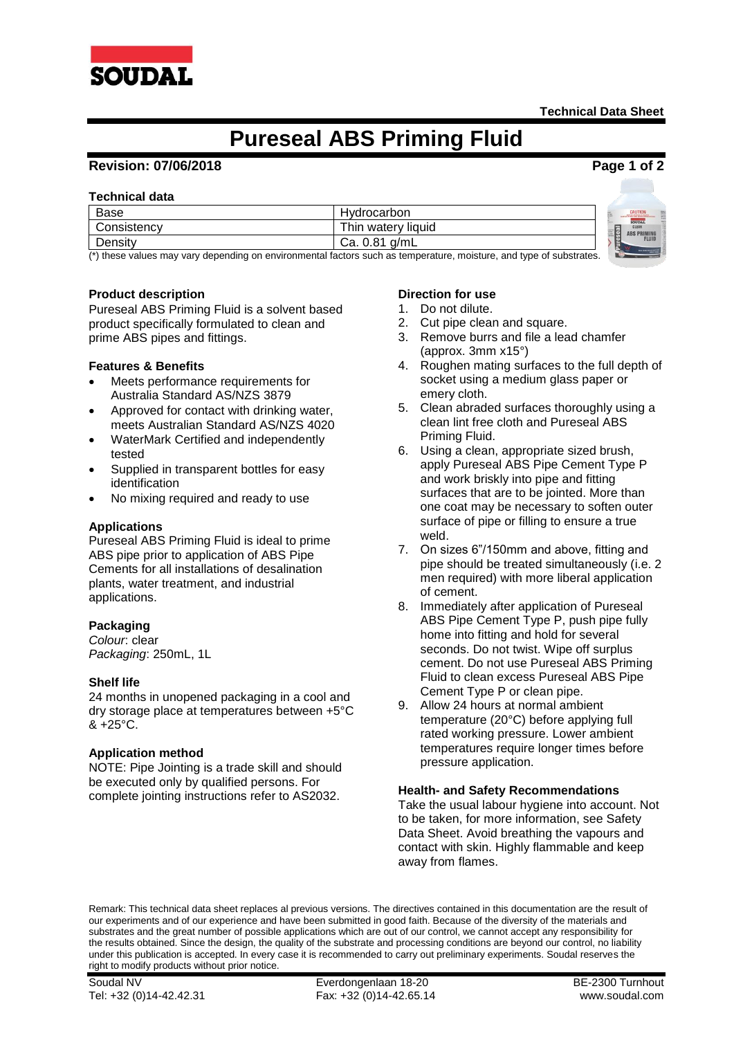**Technical Data Sheet**

# Pureseal ABS Priming Fluid

**Revision: 07/06/2018**

### Technical data

| Base | Hydrocarbon |
|---|---|
| Consistency | Thin watery liquid |
| Density | Ca. 0.81 g/mL |

(*) these values may vary depending on environmental factors such as temperature, moisture, and type of substrates.

### Product description

Pureseal ABS Priming Fluid is a solvent based product specifically formulated to clean and prime ABS pipes and fittings.

### Features & Benefits

- Meets performance requirements for Australia Standard AS/NZS 3879
- Approved for contact with drinking water, meets Australian Standard AS/NZS 4020
- WaterMark Certified and independently tested
- Supplied in transparent bottles for easy identification
- No mixing required and ready to use

### Applications

Pureseal ABS Priming Fluid is ideal to prime ABS pipe prior to application of ABS Pipe Cements for all installations of desalination plants, water treatment, and industrial applications.

### Packaging

*Colour*: clear
*Packaging*: 250mL, 1L

### Shelf life

24 months in unopened packaging in a cool and dry storage place at temperatures between +5°C & +25°C.

### Application method

NOTE: Pipe Jointing is a trade skill and should be executed only by qualified persons. For complete jointing instructions refer to AS2032.

### Direction for use

1. Do not dilute.
2. Cut pipe clean and square.
3. Remove burrs and file a lead chamfer (approx. 3mm x15°)
4. Roughen mating surfaces to the full depth of socket using a medium glass paper or emery cloth.
5. Clean abraded surfaces thoroughly using a clean lint free cloth and Pureseal ABS Priming Fluid.
6. Using a clean, appropriate sized brush, apply Pureseal ABS Pipe Cement Type P and work briskly into pipe and fitting surfaces that are to be jointed. More than one coat may be necessary to soften outer surface of pipe or filling to ensure a true weld.
7. On sizes 6"/150mm and above, fitting and pipe should be treated simultaneously (i.e. 2 men required) with more liberal application of cement.
8. Immediately after application of Pureseal ABS Pipe Cement Type P, push pipe fully home into fitting and hold for several seconds. Do not twist. Wipe off surplus cement. Do not use Pureseal ABS Priming Fluid to clean excess Pureseal ABS Pipe Cement Type P or clean pipe.
9. Allow 24 hours at normal ambient temperature (20°C) before applying full rated working pressure. Lower ambient temperatures require longer times before pressure application.

### Health- and Safety Recommendations

Take the usual labour hygiene into account. Not to be taken, for more information, see Safety Data Sheet. Avoid breathing the vapours and contact with skin. Highly flammable and keep away from flames.

Remark: This technical data sheet replaces al previous versions. The directives contained in this documentation are the result of our experiments and of our experience and have been submitted in good faith. Because of the diversity of the materials and substrates and the great number of possible applications which are out of our control, we cannot accept any responsibility for the results obtained. Since the design, the quality of the substrate and processing conditions are beyond our control, no liability under this publication is accepted. In every case it is recommended to carry out preliminary experiments. Soudal reserves the right to modify products without prior notice.

Soudal NV | Everdongenlaan 18-20 | BE-2300 Turnhout
Tel: +32 (0)14-42.42.31 | Fax: +32 (0)14-42.65.14 | www.soudal.com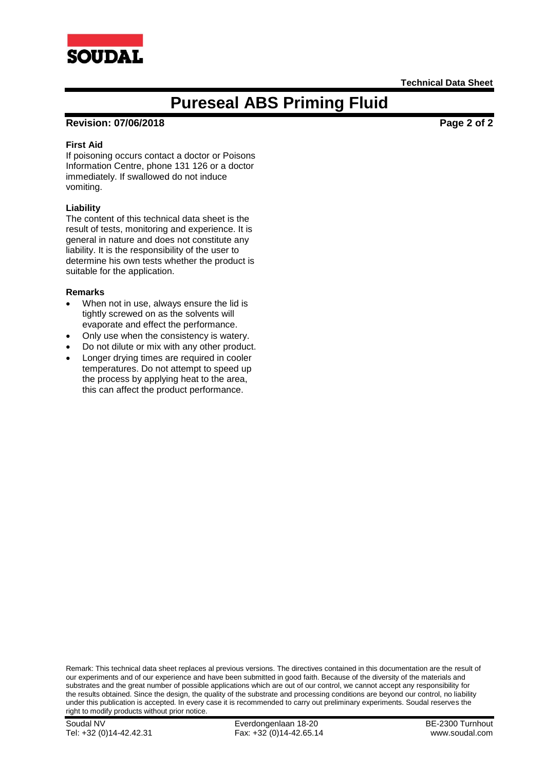## First Aid

If poisoning occurs contact a doctor or Poisons Information Centre, phone 131 126 or a doctor immediately. If swallowed do not induce vomiting.

## Liability

The content of this technical data sheet is the result of tests, monitoring and experience. It is general in nature and does not constitute any liability. It is the responsibility of the user to determine his own tests whether the product is suitable for the application.

## Remarks

- When not in use, always ensure the lid is tightly screwed on as the solvents will evaporate and effect the performance.
- Only use when the consistency is watery.
- Do not dilute or mix with any other product.
- Longer drying times are required in cooler temperatures. Do not attempt to speed up the process by applying heat to the area, this can affect the product performance.

Remark: This technical data sheet replaces al previous versions. The directives contained in this documentation are the result of our experiments and of our experience and have been submitted in good faith. Because of the diversity of the materials and substrates and the great number of possible applications which are out of our control, we cannot accept any responsibility for the results obtained. Since the design, the quality of the substrate and processing conditions are beyond our control, no liability under this publication is accepted. In every case it is recommended to carry out preliminary experiments. Soudal reserves the right to modify products without prior notice.

Soudal NV | Everdongenlaan 18-20 | BE-2300 Turnhout
Tel: +32 (0)14-42.42.31 | Fax: +32 (0)14-42.65.14 | www.soudal.com